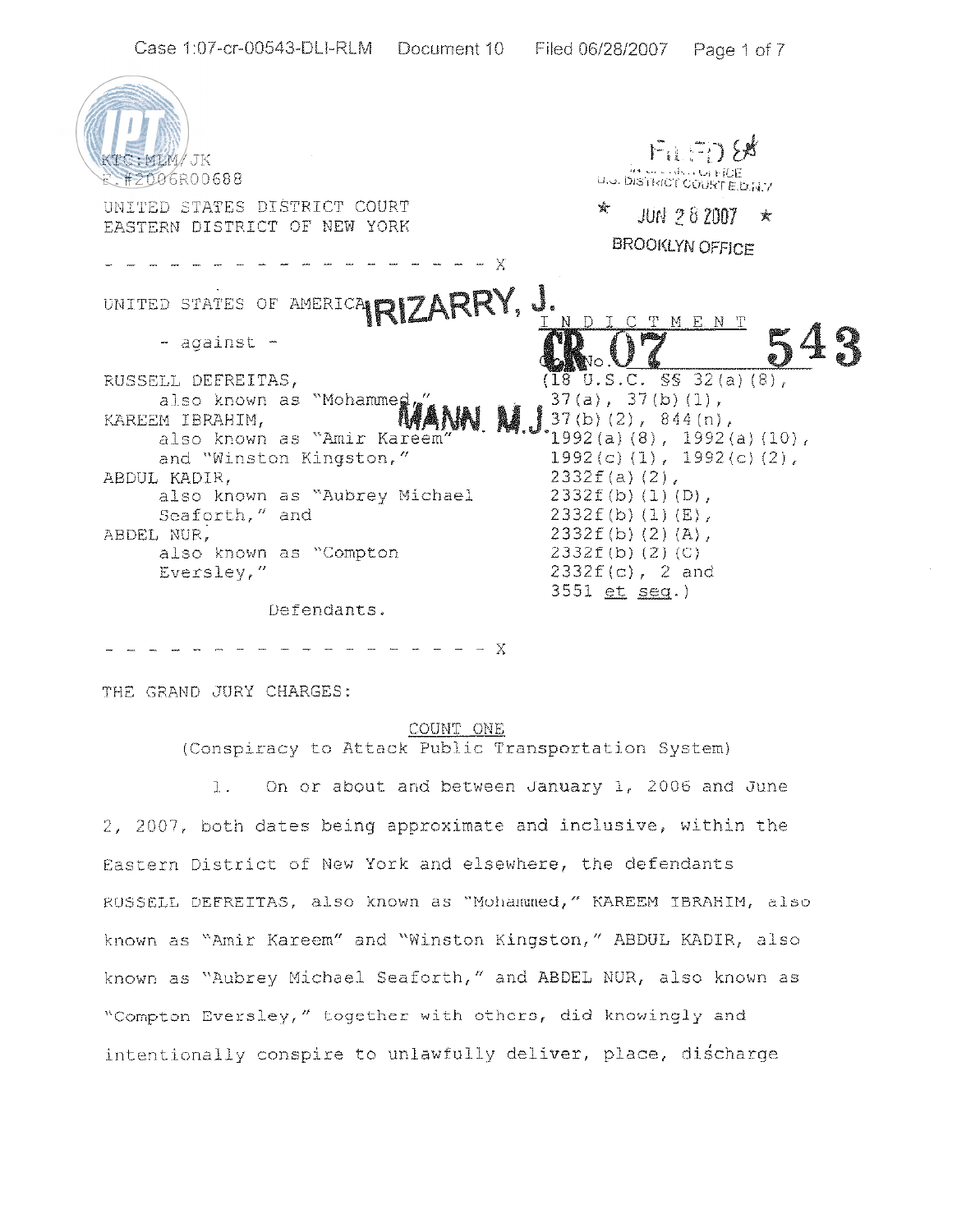KTC:MLM/JK
F.#2006R00688

UNITED STATES DISTRICT COURT
EASTERN DISTRICT OF NEW YORK

FILED
IN CLERK'S OFFICE
U.S. DISTRICT COURT E.D.N.Y.
★ JUN 28 2007 ★
BROOKLYN OFFICE

\- - - - - - - - - - - - - - - - - - - X

UNITED STATES OF AMERICA

IRIZARRY, J.

\- against -

INDICTMENT

CR 07 543

Cr. No.
(18 U.S.C. §§ 32(a)(8), 37(a), 37(b)(1), 37(b)(2), 844(n), 1992(a)(8), 1992(a)(10), 1992(c)(1), 1992(c)(2), 2332f(a)(2), 2332f(b)(1)(D), 2332f(b)(1)(E), 2332f(b)(2)(A), 2332f(b)(2)(C) 2332f(c), 2 and 3551 et seq.)

MANN, M.J.

RUSSELL DEFREITAS,
also known as "Mohammed,"
KAREEM IBRAHIM,
also known as "Amir Kareem"
and "Winston Kingston,"
ABDUL KADIR,
also known as "Aubrey Michael Seaforth," and
ABDEL NUR,
also known as "Compton Eversley,"

Defendants.

\- - - - - - - - - - - - - - - - - - - X

THE GRAND JURY CHARGES:

COUNT ONE
(Conspiracy to Attack Public Transportation System)

1. On or about and between January 1, 2006 and June 2, 2007, both dates being approximate and inclusive, within the Eastern District of New York and elsewhere, the defendants RUSSELL DEFREITAS, also known as "Mohammed," KAREEM IBRAHIM, also known as "Amir Kareem" and "Winston Kingston," ABDUL KADIR, also known as "Aubrey Michael Seaforth," and ABDEL NUR, also known as "Compton Eversley," together with others, did knowingly and intentionally conspire to unlawfully deliver, place, discharge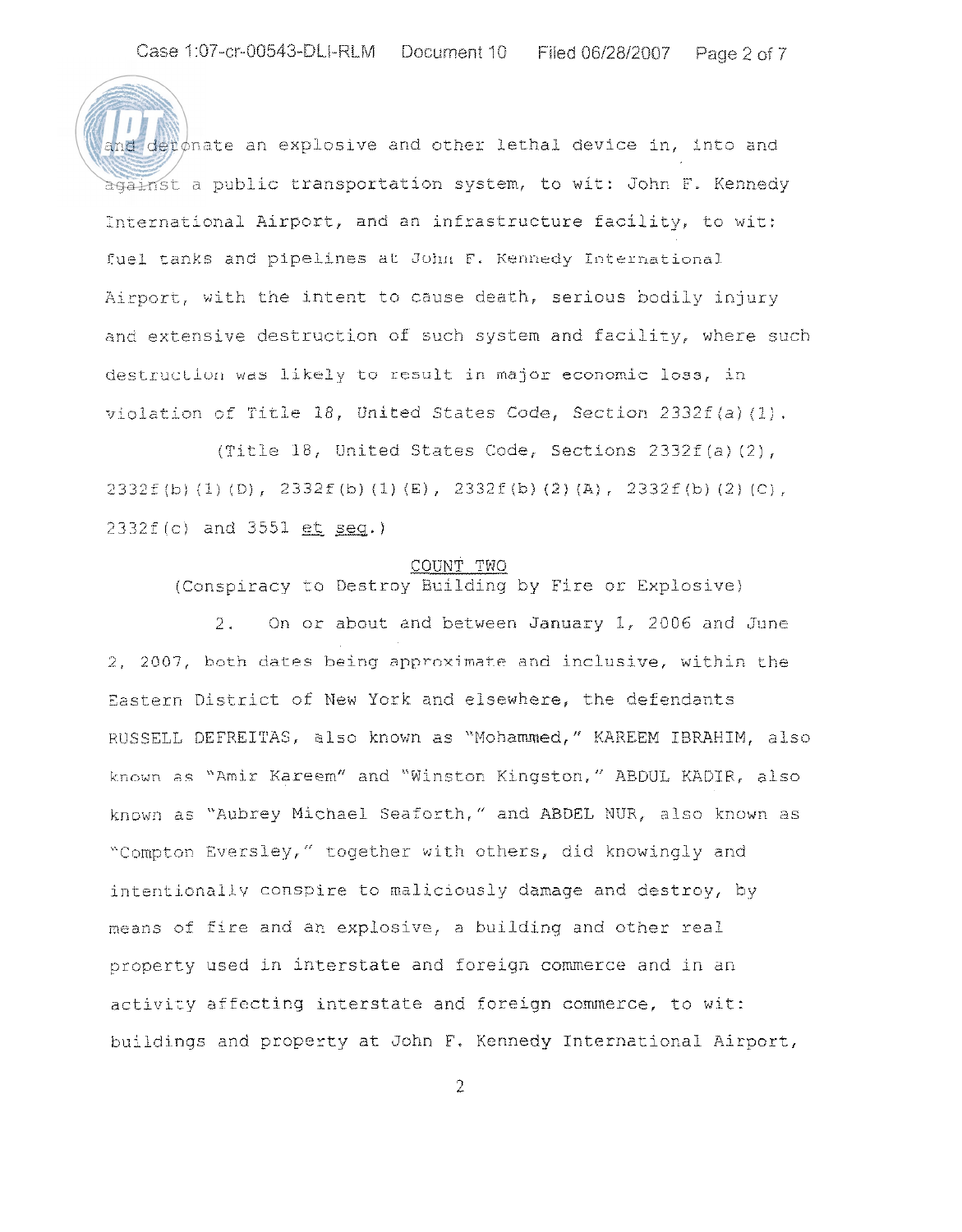and detonate an explosive and other lethal device in, into and against a public transportation system, to wit: John F. Kennedy International Airport, and an infrastructure facility, to wit: fuel tanks and pipelines at John F. Kennedy International Airport, with the intent to cause death, serious bodily injury and extensive destruction of such system and facility, where such destruction was likely to result in major economic loss, in violation of Title 18, United States Code, Section 2332f(a)(1).

(Title 18, United States Code, Sections 2332f(a)(2), 2332f(b)(1)(D), 2332f(b)(1)(E), 2332f(b)(2)(A), 2332f(b)(2)(C), 2332f(c) and 3551 et seq.)

COUNT TWO
(Conspiracy to Destroy Building by Fire or Explosive)

2. On or about and between January 1, 2006 and June 2, 2007, both dates being approximate and inclusive, within the Eastern District of New York and elsewhere, the defendants RUSSELL DEFREITAS, also known as "Mohammed," KAREEM IBRAHIM, also known as "Amir Kareem" and "Winston Kingston," ABDUL KADIR, also known as "Aubrey Michael Seaforth," and ABDEL NUR, also known as "Compton Eversley," together with others, did knowingly and intentionally conspire to maliciously damage and destroy, by means of fire and an explosive, a building and other real property used in interstate and foreign commerce and in an activity affecting interstate and foreign commerce, to wit: buildings and property at John F. Kennedy International Airport,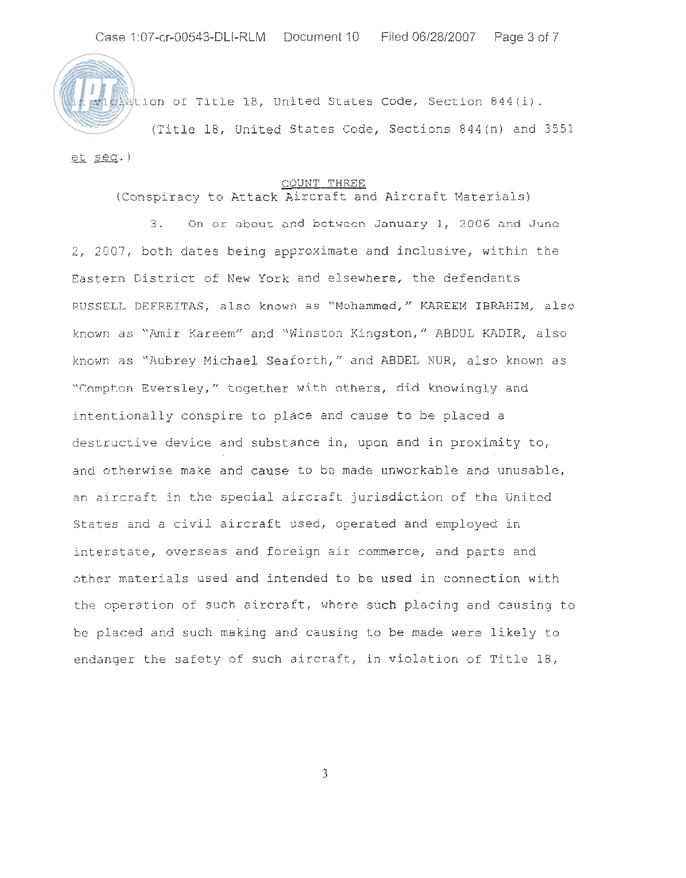in violation of Title 18, United States Code, Section 844(i).

(Title 18, United States Code, Sections 844(n) and 3551 *et seq.*)

COUNT THREE
(Conspiracy to Attack Aircraft and Aircraft Materials)

3. On or about and between January 1, 2006 and June 2, 2007, both dates being approximate and inclusive, within the Eastern District of New York and elsewhere, the defendants RUSSELL DEFREITAS, also known as "Mohammed," KAREEM IBRAHIM, also known as "Amir Kareem" and "Winston Kingston," ABDUL KADIR, also known as "Aubrey Michael Seaforth," and ABDEL NUR, also known as "Compton Eversley," together with others, did knowingly and intentionally conspire to place and cause to be placed a destructive device and substance in, upon and in proximity to, and otherwise make and cause to be made unworkable and unusable, an aircraft in the special aircraft jurisdiction of the United States and a civil aircraft used, operated and employed in interstate, overseas and foreign air commerce, and parts and other materials used and intended to be used in connection with the operation of such aircraft, where such placing and causing to be placed and such making and causing to be made were likely to endanger the safety of such aircraft, in violation of Title 18,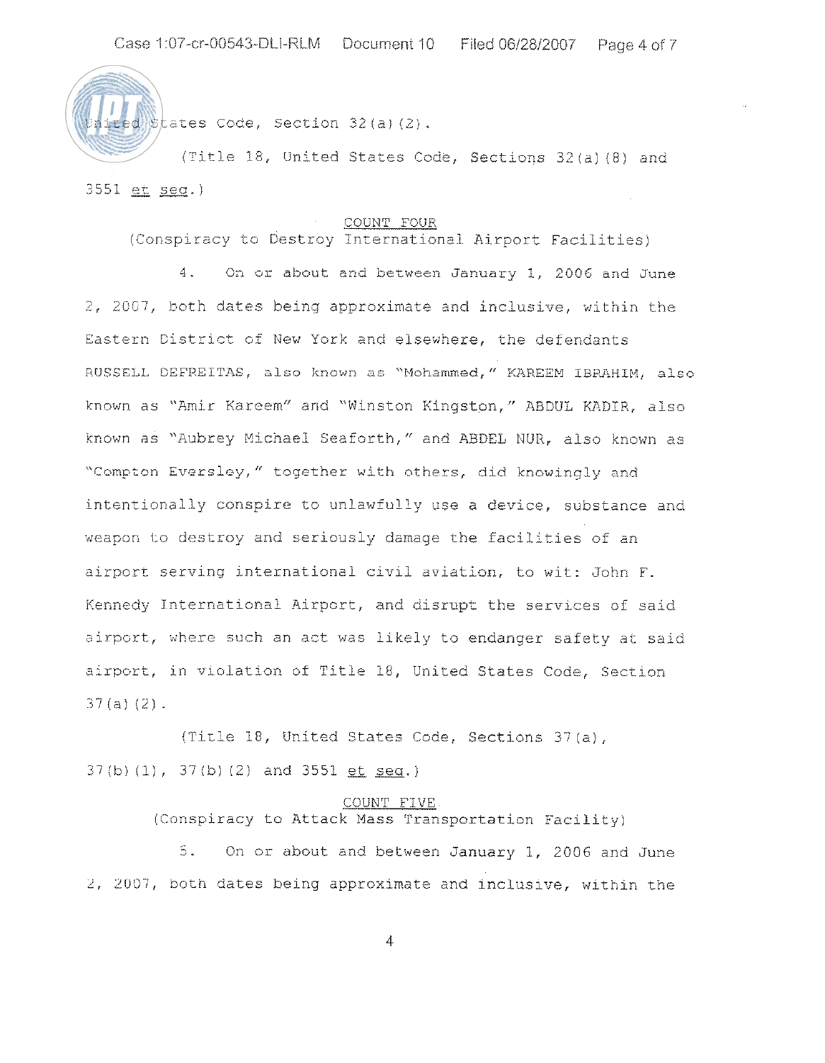United States Code, Section 32(a)(2).

(Title 18, United States Code, Sections 32(a)(8) and 3551 et seq.)

COUNT FOUR
(Conspiracy to Destroy International Airport Facilities)

4. On or about and between January 1, 2006 and June 2, 2007, both dates being approximate and inclusive, within the Eastern District of New York and elsewhere, the defendants RUSSELL DEFREITAS, also known as "Mohammed," KAREEM IBRAHIM, also known as "Amir Kareem" and "Winston Kingston," ABDUL KADIR, also known as "Aubrey Michael Seaforth," and ABDEL NUR, also known as "Compton Eversley," together with others, did knowingly and intentionally conspire to unlawfully use a device, substance and weapon to destroy and seriously damage the facilities of an airport serving international civil aviation, to wit: John F. Kennedy International Airport, and disrupt the services of said airport, where such an act was likely to endanger safety at said airport, in violation of Title 18, United States Code, Section 37(a)(2).

(Title 18, United States Code, Sections 37(a), 37(b)(1), 37(b)(2) and 3551 et seq.)

COUNT FIVE
(Conspiracy to Attack Mass Transportation Facility)

5. On or about and between January 1, 2006 and June 2, 2007, both dates being approximate and inclusive, within the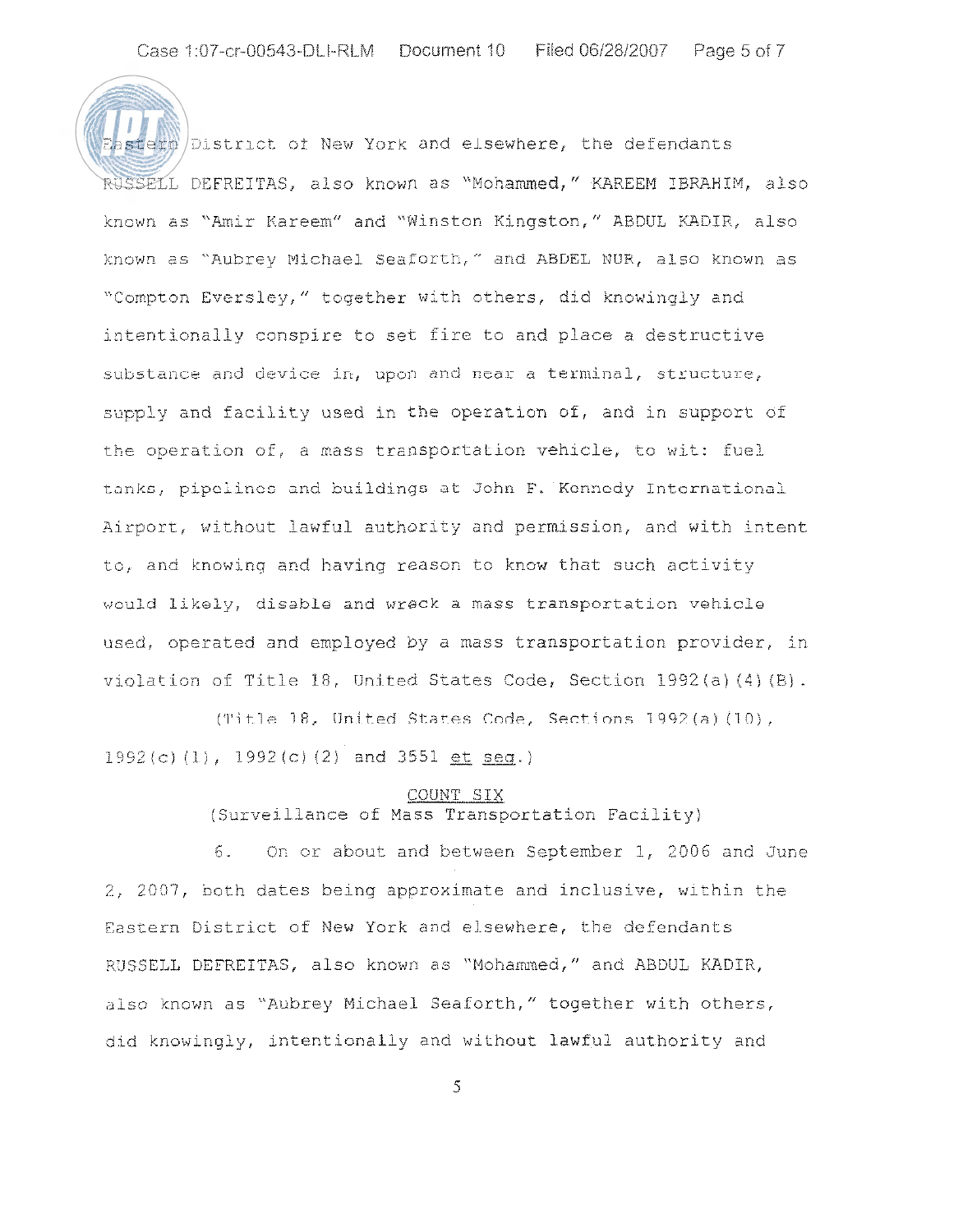Eastern District of New York and elsewhere, the defendants RUSSELL DEFREITAS, also known as "Mohammed," KAREEM IBRAHIM, also known as "Amir Kareem" and "Winston Kingston," ABDUL KADIR, also known as "Aubrey Michael Seaforth," and ABDEL NUR, also known as "Compton Eversley," together with others, did knowingly and intentionally conspire to set fire to and place a destructive substance and device in, upon and near a terminal, structure, supply and facility used in the operation of, and in support of the operation of, a mass transportation vehicle, to wit: fuel tanks, pipelines and buildings at John F. Kennedy International Airport, without lawful authority and permission, and with intent to, and knowing and having reason to know that such activity would likely, disable and wreck a mass transportation vehicle used, operated and employed by a mass transportation provider, in violation of Title 18, United States Code, Section 1992(a)(4)(B).

(Title 18, United States Code, Sections 1992(a)(10), 1992(c)(1), 1992(c)(2) and 3551 et seq.)

## COUNT SIX
(Surveillance of Mass Transportation Facility)

6. On or about and between September 1, 2006 and June 2, 2007, both dates being approximate and inclusive, within the Eastern District of New York and elsewhere, the defendants RUSSELL DEFREITAS, also known as "Mohammed," and ABDUL KADIR, also known as "Aubrey Michael Seaforth," together with others, did knowingly, intentionally and without lawful authority and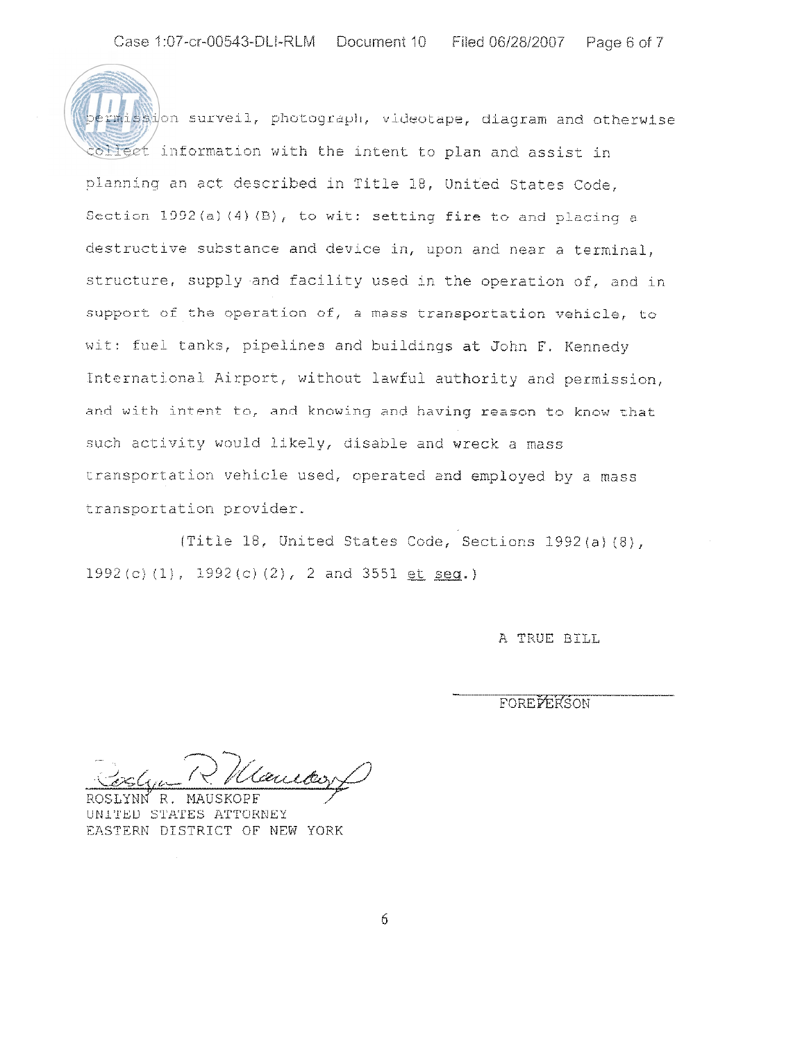permission surveil, photograph, videotape, diagram and otherwise collect information with the intent to plan and assist in planning an act described in Title 18, United States Code, Section 1992(a)(4)(B), to wit: setting fire to and placing a destructive substance and device in, upon and near a terminal, structure, supply and facility used in the operation of, and in support of the operation of, a mass transportation vehicle, to wit: fuel tanks, pipelines and buildings at John F. Kennedy International Airport, without lawful authority and permission, and with intent to, and knowing and having reason to know that such activity would likely, disable and wreck a mass transportation vehicle used, operated and employed by a mass transportation provider.

(Title 18, United States Code, Sections 1992(a)(8), 1992(c)(1), 1992(c)(2), 2 and 3551 et seq.)

A TRUE BILL

_______________________
FOREPERSON

ROSLYNN R. MAUSKOPF
UNITED STATES ATTORNEY
EASTERN DISTRICT OF NEW YORK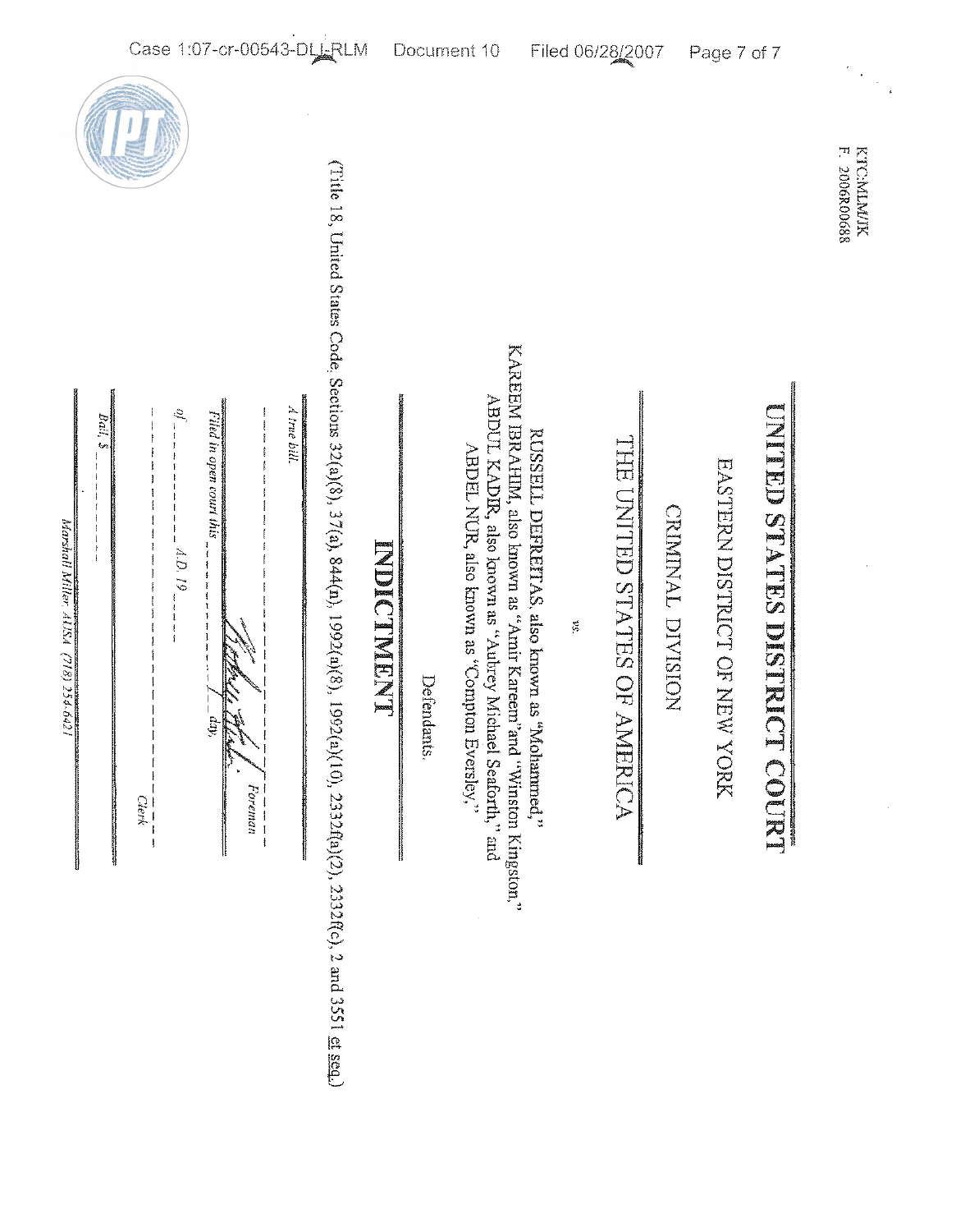KTC:MLM/TK
F. 2006R00688

# UNITED STATES DISTRICT COURT

EASTERN DISTRICT OF NEW YORK

CRIMINAL DIVISION

THE UNITED STATES OF AMERICA

vs.

RUSSELL DEFREITAS, also known as "Mohammed,"
KAREEM IBRAHIM, also known as "Amir Kareem" and "Winston Kingston,"
ABDUL KADIR, also known as "Aubrey Michael Seaforth," and
ABDEL NUR, also known as "Compton Eversley,"

Defendants.

# INDICTMENT

(Title 18, United States Code, Sections 32(a)(8), 37(a), 844(n), 1992(a)(8), 1992(a)(10), 2332f(a)(2), 2332f(c), 2 and 3551 et seq.)

A true bill.

_________________________ Foreman

Filed in open court this _________ day,

of _________ A.D. 19 ____

_________________________ Clerk

Bail, $ _________

Marshall Miller AUSA (718) 254-6421